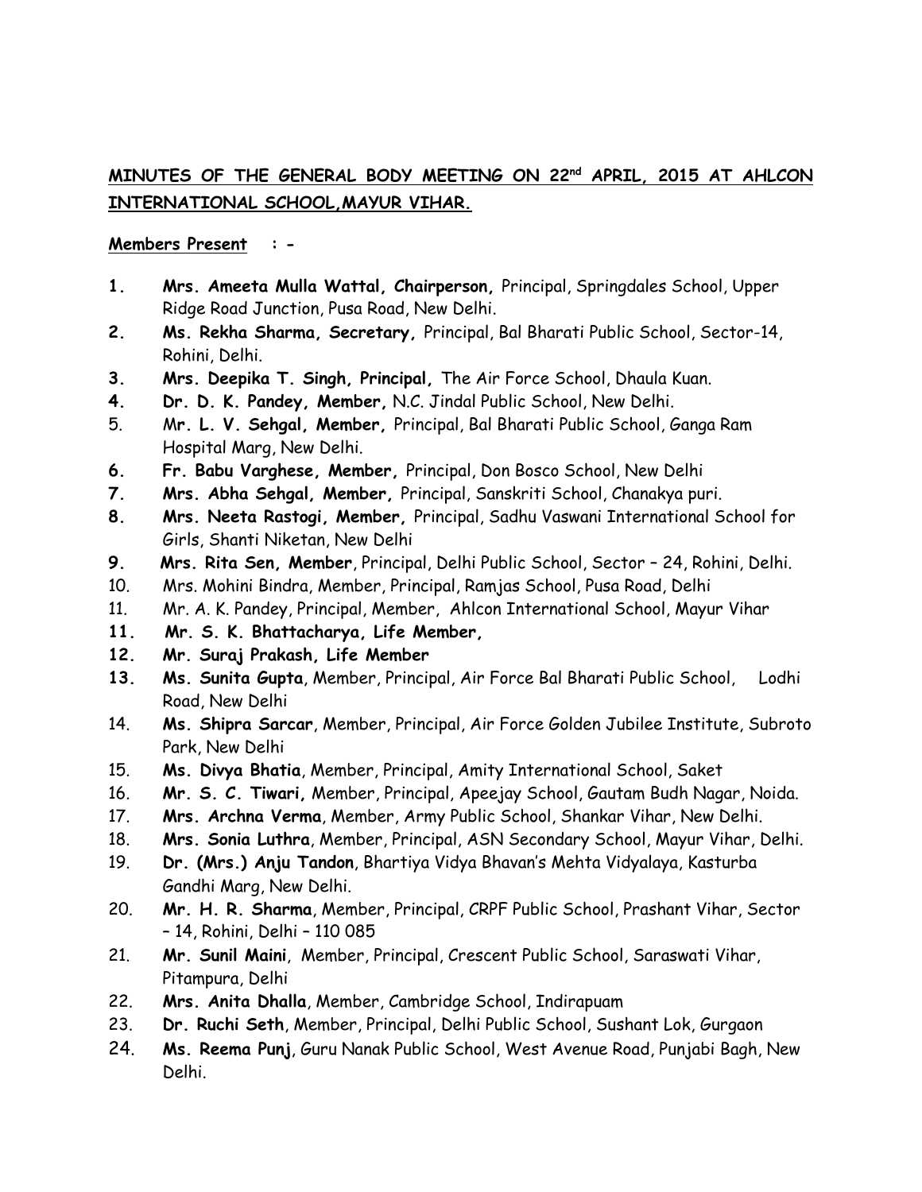**MINUTES OF THE GENERAL BODY MEETING ON 22nd APRIL, 2015 AT AHLCON INTERNATIONAL SCHOOL,MAYUR VIHAR.**

**Members Present : -**

**1.** **Mrs. Ameeta Mulla Wattal, Chairperson,** Principal, Springdales School, Upper Ridge Road Junction, Pusa Road, New Delhi.

**2.** **Ms. Rekha Sharma, Secretary,** Principal, Bal Bharati Public School, Sector-14, Rohini, Delhi.

**3.** **Mrs. Deepika T. Singh, Principal,** The Air Force School, Dhaula Kuan.

**4.** **Dr. D. K. Pandey, Member,** N.C. Jindal Public School, New Delhi.

5\. Mr**. L. V. Sehgal, Member,** Principal, Bal Bharati Public School, Ganga Ram Hospital Marg, New Delhi.

**6.** **Fr. Babu Varghese, Member,** Principal, Don Bosco School, New Delhi

**7.** **Mrs. Abha Sehgal, Member,** Principal, Sanskriti School, Chanakya puri.

**8.** **Mrs. Neeta Rastogi, Member,** Principal, Sadhu Vaswani International School for Girls, Shanti Niketan, New Delhi

**9.** **Mrs. Rita Sen, Member**, Principal, Delhi Public School, Sector – 24, Rohini, Delhi.

10\. Mrs. Mohini Bindra, Member, Principal, Ramjas School, Pusa Road, Delhi

11\. Mr. A. K. Pandey, Principal, Member, Ahlcon International School, Mayur Vihar

**11.** **Mr. S. K. Bhattacharya, Life Member,**

**12.** **Mr. Suraj Prakash, Life Member**

**13.** **Ms. Sunita Gupta**, Member, Principal, Air Force Bal Bharati Public School, Lodhi Road, New Delhi

14\. **Ms. Shipra Sarcar**, Member, Principal, Air Force Golden Jubilee Institute, Subroto Park, New Delhi

15\. **Ms. Divya Bhatia**, Member, Principal, Amity International School, Saket

16\. **Mr. S. C. Tiwari,** Member, Principal, Apeejay School, Gautam Budh Nagar, Noida.

17\. **Mrs. Archna Verma**, Member, Army Public School, Shankar Vihar, New Delhi.

18\. **Mrs. Sonia Luthra**, Member, Principal, ASN Secondary School, Mayur Vihar, Delhi.

19\. **Dr. (Mrs.) Anju Tandon**, Bhartiya Vidya Bhavan's Mehta Vidyalaya, Kasturba Gandhi Marg, New Delhi.

20\. **Mr. H. R. Sharma**, Member, Principal, CRPF Public School, Prashant Vihar, Sector – 14, Rohini, Delhi – 110 085

21\. **Mr. Sunil Maini**, Member, Principal, Crescent Public School, Saraswati Vihar, Pitampura, Delhi

22\. **Mrs. Anita Dhalla**, Member, Cambridge School, Indirapuam

23\. **Dr. Ruchi Seth**, Member, Principal, Delhi Public School, Sushant Lok, Gurgaon

24\. **Ms. Reema Punj**, Guru Nanak Public School, West Avenue Road, Punjabi Bagh, New Delhi.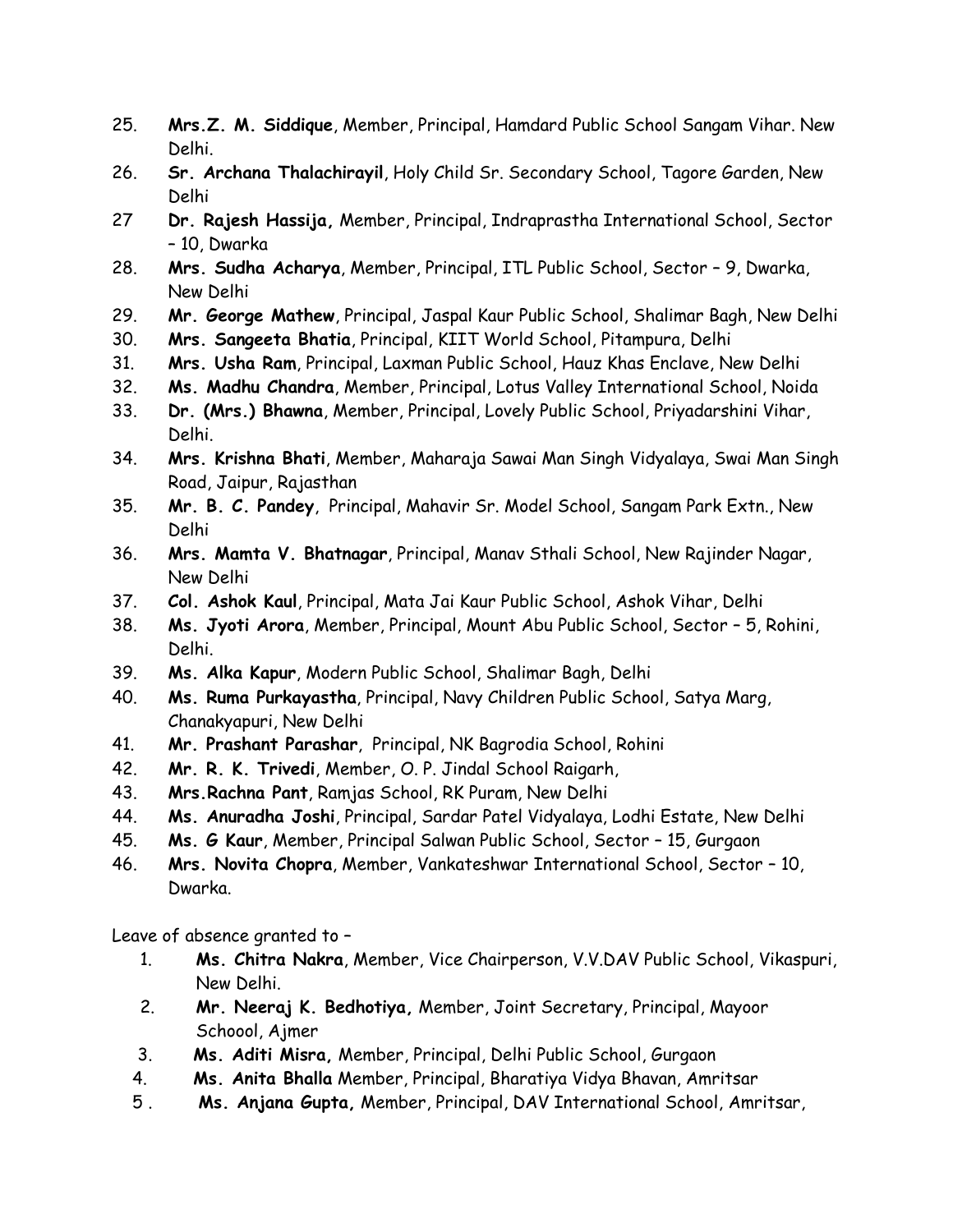25. **Mrs.Z. M. Siddique**, Member, Principal, Hamdard Public School Sangam Vihar. New Delhi.
26. **Sr. Archana Thalachirayil**, Holy Child Sr. Secondary School, Tagore Garden, New Delhi
27 **Dr. Rajesh Hassija,** Member, Principal, Indraprastha International School, Sector – 10, Dwarka
28. **Mrs. Sudha Acharya**, Member, Principal, ITL Public School, Sector – 9, Dwarka, New Delhi
29. **Mr. George Mathew**, Principal, Jaspal Kaur Public School, Shalimar Bagh, New Delhi
30. **Mrs. Sangeeta Bhatia**, Principal, KIIT World School, Pitampura, Delhi
31. **Mrs. Usha Ram**, Principal, Laxman Public School, Hauz Khas Enclave, New Delhi
32. **Ms. Madhu Chandra**, Member, Principal, Lotus Valley International School, Noida
33. **Dr. (Mrs.) Bhawna**, Member, Principal, Lovely Public School, Priyadarshini Vihar, Delhi.
34. **Mrs. Krishna Bhati**, Member, Maharaja Sawai Man Singh Vidyalaya, Swai Man Singh Road, Jaipur, Rajasthan
35. **Mr. B. C. Pandey**, Principal, Mahavir Sr. Model School, Sangam Park Extn., New Delhi
36. **Mrs. Mamta V. Bhatnagar**, Principal, Manav Sthali School, New Rajinder Nagar, New Delhi
37. **Col. Ashok Kaul**, Principal, Mata Jai Kaur Public School, Ashok Vihar, Delhi
38. **Ms. Jyoti Arora**, Member, Principal, Mount Abu Public School, Sector – 5, Rohini, Delhi.
39. **Ms. Alka Kapur**, Modern Public School, Shalimar Bagh, Delhi
40. **Ms. Ruma Purkayastha**, Principal, Navy Children Public School, Satya Marg, Chanakyapuri, New Delhi
41. **Mr. Prashant Parashar**, Principal, NK Bagrodia School, Rohini
42. **Mr. R. K. Trivedi**, Member, O. P. Jindal School Raigarh,
43. **Mrs.Rachna Pant**, Ramjas School, RK Puram, New Delhi
44. **Ms. Anuradha Joshi**, Principal, Sardar Patel Vidyalaya, Lodhi Estate, New Delhi
45. **Ms. G Kaur**, Member, Principal Salwan Public School, Sector – 15, Gurgaon
46. **Mrs. Novita Chopra**, Member, Vankateshwar International School, Sector – 10, Dwarka.

Leave of absence granted to –

1. **Ms. Chitra Nakra**, Member, Vice Chairperson, V.V.DAV Public School, Vikaspuri, New Delhi.
2. **Mr. Neeraj K. Bedhotiya,** Member, Joint Secretary, Principal, Mayoor Schoool, Ajmer
3. **Ms. Aditi Misra,** Member, Principal, Delhi Public School, Gurgaon
4. **Ms. Anita Bhalla** Member, Principal, Bharatiya Vidya Bhavan, Amritsar
5. **Ms. Anjana Gupta,** Member, Principal, DAV International School, Amritsar,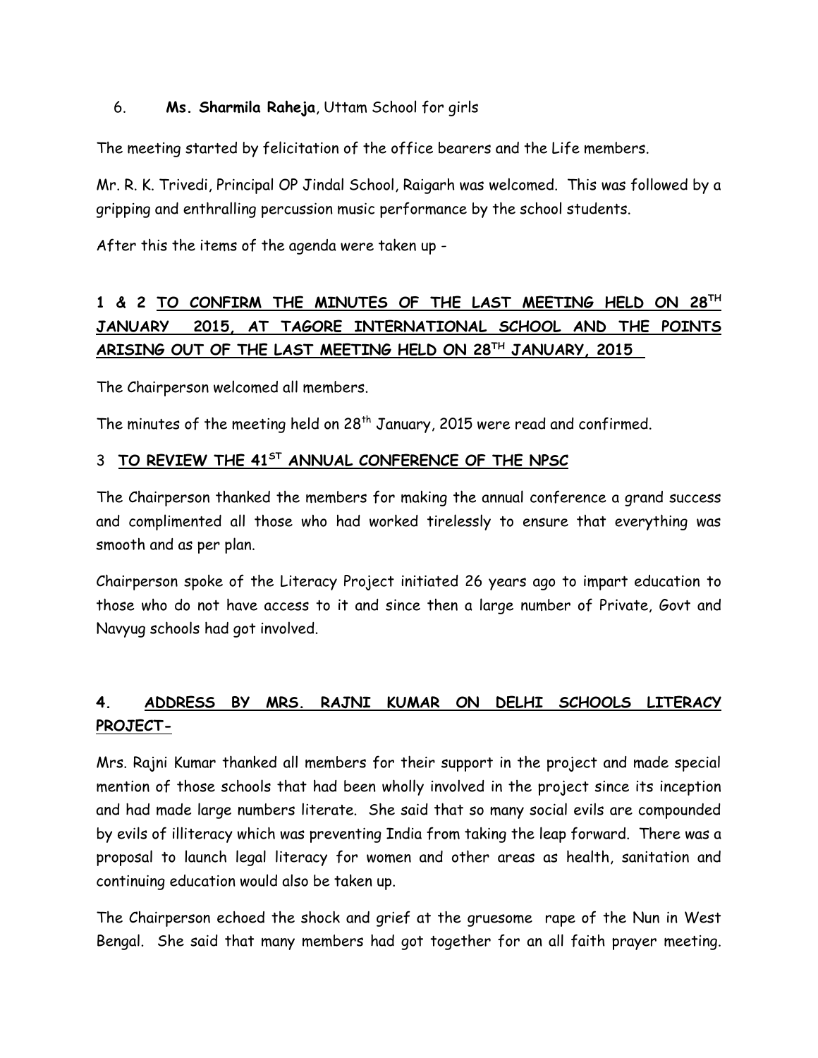6. **Ms. Sharmila Raheja**, Uttam School for girls

The meeting started by felicitation of the office bearers and the Life members.

Mr. R. K. Trivedi, Principal OP Jindal School, Raigarh was welcomed. This was followed by a gripping and enthralling percussion music performance by the school students.

After this the items of the agenda were taken up -

## 1 & 2 <u>TO CONFIRM THE MINUTES OF THE LAST MEETING HELD ON 28TH JANUARY 2015, AT TAGORE INTERNATIONAL SCHOOL AND THE POINTS ARISING OUT OF THE LAST MEETING HELD ON 28TH JANUARY, 2015</u>

The Chairperson welcomed all members.

The minutes of the meeting held on 28th January, 2015 were read and confirmed.

## 3 <u>TO REVIEW THE 41ST ANNUAL CONFERENCE OF THE NPSC</u>

The Chairperson thanked the members for making the annual conference a grand success and complimented all those who had worked tirelessly to ensure that everything was smooth and as per plan.

Chairperson spoke of the Literacy Project initiated 26 years ago to impart education to those who do not have access to it and since then a large number of Private, Govt and Navyug schools had got involved.

## 4. <u>ADDRESS BY MRS. RAJNI KUMAR ON DELHI SCHOOLS LITERACY PROJECT-</u>

Mrs. Rajni Kumar thanked all members for their support in the project and made special mention of those schools that had been wholly involved in the project since its inception and had made large numbers literate. She said that so many social evils are compounded by evils of illiteracy which was preventing India from taking the leap forward. There was a proposal to launch legal literacy for women and other areas as health, sanitation and continuing education would also be taken up.

The Chairperson echoed the shock and grief at the gruesome rape of the Nun in West Bengal. She said that many members had got together for an all faith prayer meeting.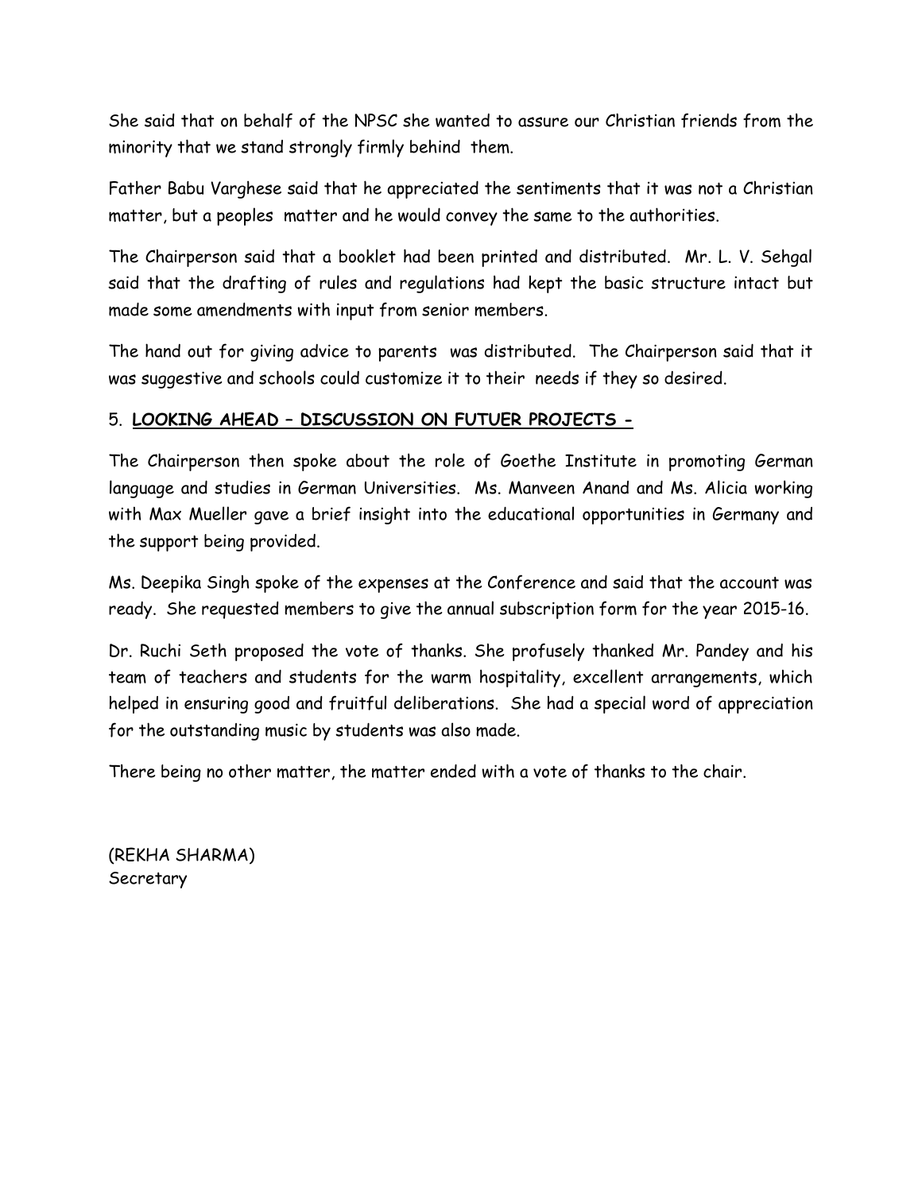She said that on behalf of the NPSC she wanted to assure our Christian friends from the minority that we stand strongly firmly behind them.

Father Babu Varghese said that he appreciated the sentiments that it was not a Christian matter, but a peoples matter and he would convey the same to the authorities.

The Chairperson said that a booklet had been printed and distributed. Mr. L. V. Sehgal said that the drafting of rules and regulations had kept the basic structure intact but made some amendments with input from senior members.

The hand out for giving advice to parents was distributed. The Chairperson said that it was suggestive and schools could customize it to their needs if they so desired.

5. **LOOKING AHEAD – DISCUSSION ON FUTUER PROJECTS -**

The Chairperson then spoke about the role of Goethe Institute in promoting German language and studies in German Universities. Ms. Manveen Anand and Ms. Alicia working with Max Mueller gave a brief insight into the educational opportunities in Germany and the support being provided.

Ms. Deepika Singh spoke of the expenses at the Conference and said that the account was ready. She requested members to give the annual subscription form for the year 2015-16.

Dr. Ruchi Seth proposed the vote of thanks. She profusely thanked Mr. Pandey and his team of teachers and students for the warm hospitality, excellent arrangements, which helped in ensuring good and fruitful deliberations. She had a special word of appreciation for the outstanding music by students was also made.

There being no other matter, the matter ended with a vote of thanks to the chair.

(REKHA SHARMA)
Secretary